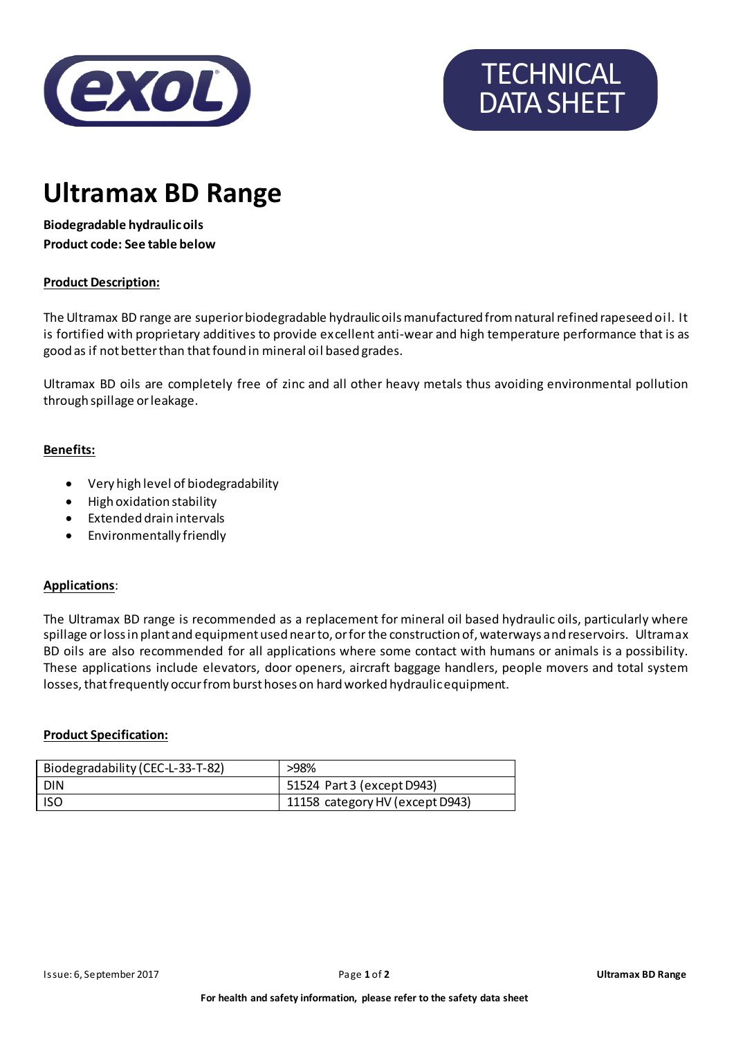TECHNICAL DATA SHEET

# Ultramax BD Range

**Biodegradable hydraulic oils**
**Product code: See table below**

**Product Description:**

The Ultramax BD range are superior biodegradable hydraulic oils manufactured from natural refined rapeseed oil. It is fortified with proprietary additives to provide excellent anti-wear and high temperature performance that is as good as if not better than that found in mineral oil based grades.

Ultramax BD oils are completely free of zinc and all other heavy metals thus avoiding environmental pollution through spillage or leakage.

**Benefits:**

- Very high level of biodegradability
- High oxidation stability
- Extended drain intervals
- Environmentally friendly

**Applications**:

The Ultramax BD range is recommended as a replacement for mineral oil based hydraulic oils, particularly where spillage or loss in plant and equipment used near to, or for the construction of, waterways and reservoirs. Ultramax BD oils are also recommended for all applications where some contact with humans or animals is a possibility. These applications include elevators, door openers, aircraft baggage handlers, people movers and total system losses, that frequently occur from burst hoses on hard worked hydraulic equipment.

**Product Specification:**

| Biodegradability (CEC-L-33-T-82) | >98% |
|---|---|
| DIN | 51524 Part 3 (except D943) |
| ISO | 11158 category HV (except D943) |

For health and safety information, please refer to the safety data sheet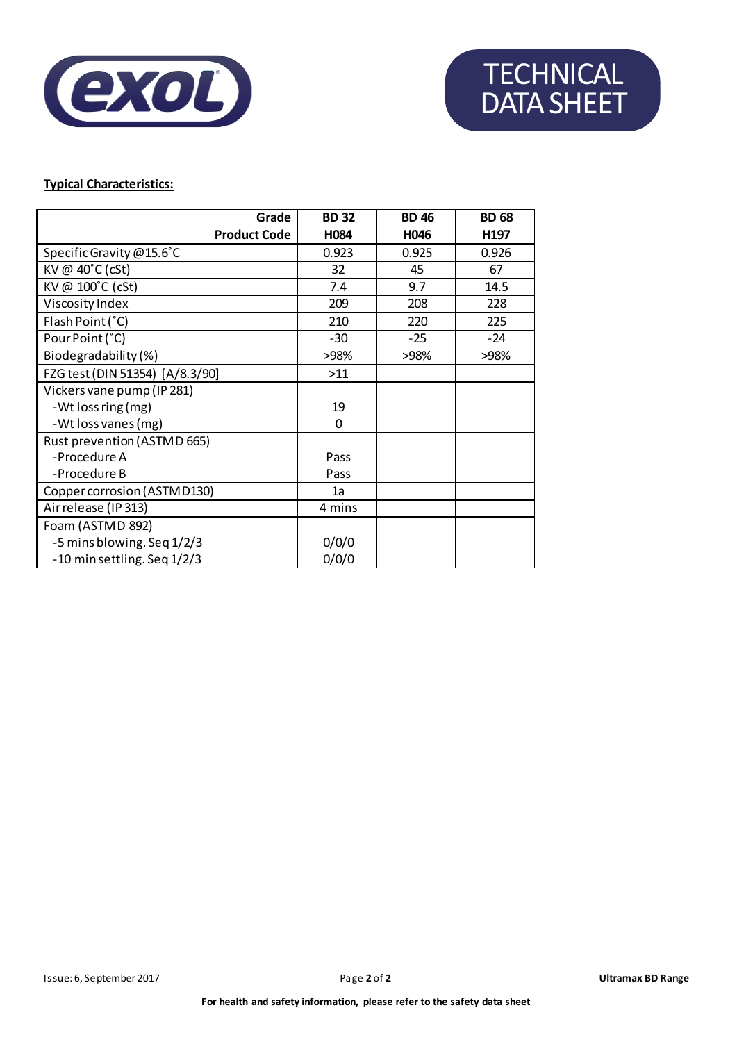**Typical Characteristics:**

| Grade | BD 32 | BD 46 | BD 68 |
|---|---|---|---|
| **Product Code** | **H084** | **H046** | **H197** |
| Specific Gravity @15.6˚C | 0.923 | 0.925 | 0.926 |
| KV @ 40˚C (cSt) | 32 | 45 | 67 |
| KV @ 100˚C (cSt) | 7.4 | 9.7 | 14.5 |
| Viscosity Index | 209 | 208 | 228 |
| Flash Point (˚C) | 210 | 220 | 225 |
| Pour Point (˚C) | -30 | -25 | -24 |
| Biodegradability (%) | >98% | >98% | >98% |
| FZG test (DIN 51354) [A/8.3/90] | >11 | | |
| Vickers vane pump (IP 281) | | | |
| -Wt loss ring (mg) | 19 | | |
| -Wt loss vanes (mg) | 0 | | |
| Rust prevention (ASTM D 665) | | | |
| -Procedure A | Pass | | |
| -Procedure B | Pass | | |
| Copper corrosion (ASTM D130) | 1a | | |
| Air release (IP 313) | 4 mins | | |
| Foam (ASTM D 892) | | | |
| -5 mins blowing. Seq 1/2/3 | 0/0/0 | | |
| -10 min settling. Seq 1/2/3 | 0/0/0 | | |

Issue: 6, September 2017

**Ultramax BD Range**

**For health and safety information, please refer to the safety data sheet**